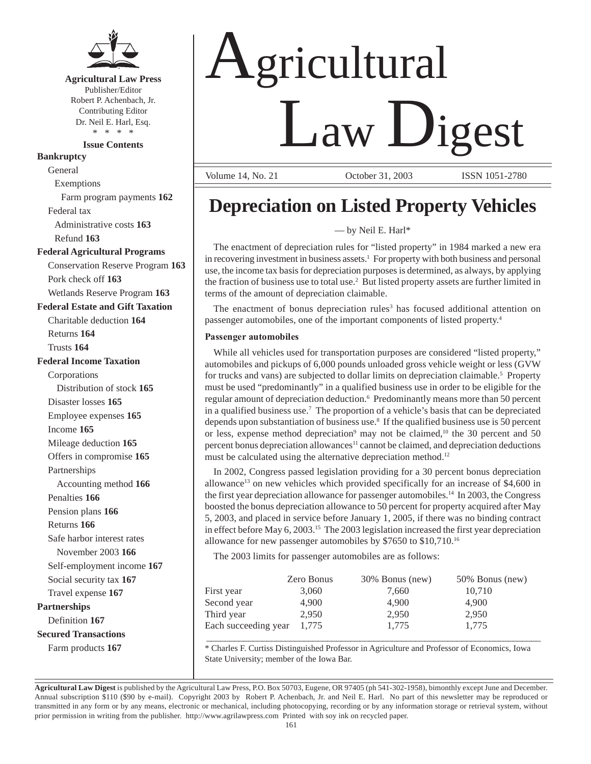**Agricultural Law Press**
Publisher/Editor
Robert P. Achenbach, Jr.
Contributing Editor
Dr. Neil E. Harl, Esq.
\* \* \* \*

**Issue Contents**

**Bankruptcy**
- General
  - Exemptions
    - Farm program payments **162**
- Federal tax
  - Administrative costs **163**
  - Refund **163**

**Federal Agricultural Programs**
- Conservation Reserve Program **163**
- Pork check off **163**
- Wetlands Reserve Program **163**

**Federal Estate and Gift Taxation**
- Charitable deduction **164**
- Returns **164**
- Trusts **164**

**Federal Income Taxation**
- Corporations
  - Distribution of stock **165**
- Disaster losses **165**
- Employee expenses **165**
- Income **165**
- Mileage deduction **165**
- Offers in compromise **165**
- Partnerships
  - Accounting method **166**
- Penalties **166**
- Pension plans **166**
- Returns **166**
- Safe harbor interest rates
  - November 2003 **166**
- Self-employment income **167**
- Social security tax **167**
- Travel expense **167**

**Partnerships**
- Definition **167**

**Secured Transactions**
- Farm products **167**

# Agricultural Law Digest

Volume 14, No. 21 — October 31, 2003 — ISSN 1051-2780

## Depreciation on Listed Property Vehicles

— by Neil E. Harl*

The enactment of depreciation rules for "listed property" in 1984 marked a new era in recovering investment in business assets.[1] For property with both business and personal use, the income tax basis for depreciation purposes is determined, as always, by applying the fraction of business use to total use.[2] But listed property assets are further limited in terms of the amount of depreciation claimable.

The enactment of bonus depreciation rules[3] has focused additional attention on passenger automobiles, one of the important components of listed property.[4]

### Passenger automobiles

While all vehicles used for transportation purposes are considered "listed property," automobiles and pickups of 6,000 pounds unloaded gross vehicle weight or less (GVW for trucks and vans) are subjected to dollar limits on depreciation claimable.[5] Property must be used "predominantly" in a qualified business use in order to be eligible for the regular amount of depreciation deduction.[6] Predominantly means more than 50 percent in a qualified business use.[7] The proportion of a vehicle's basis that can be depreciated depends upon substantiation of business use.[8] If the qualified business use is 50 percent or less, expense method depreciation[9] may not be claimed,[10] the 30 percent and 50 percent bonus depreciation allowances[11] cannot be claimed, and depreciation deductions must be calculated using the alternative depreciation method.[12]

In 2002, Congress passed legislation providing for a 30 percent bonus depreciation allowance[13] on new vehicles which provided specifically for an increase of $4,600 in the first year depreciation allowance for passenger automobiles.[14] In 2003, the Congress boosted the bonus depreciation allowance to 50 percent for property acquired after May 5, 2003, and placed in service before January 1, 2005, if there was no binding contract in effect before May 6, 2003.[15] The 2003 legislation increased the first year depreciation allowance for new passenger automobiles by $7650 to $10,710.[16]

The 2003 limits for passenger automobiles are as follows:

| | Zero Bonus | 30% Bonus (new) | 50% Bonus (new) |
|---|---|---|---|
| First year | 3,060 | 7,660 | 10,710 |
| Second year | 4,900 | 4,900 | 4,900 |
| Third year | 2,950 | 2,950 | 2,950 |
| Each succeeding year | 1,775 | 1,775 | 1,775 |

\* Charles F. Curtiss Distinguished Professor in Agriculture and Professor of Economics, Iowa State University; member of the Iowa Bar.

**Agricultural Law Digest** is published by the Agricultural Law Press, P.O. Box 50703, Eugene, OR 97405 (ph 541-302-1958), bimonthly except June and December. Annual subscription $110 ($90 by e-mail). Copyright 2003 by Robert P. Achenbach, Jr. and Neil E. Harl. No part of this newsletter may be reproduced or transmitted in any form or by any means, electronic or mechanical, including photocopying, recording or by any information storage or retrieval system, without prior permission in writing from the publisher. http://www.agrilawpress.com Printed with soy ink on recycled paper.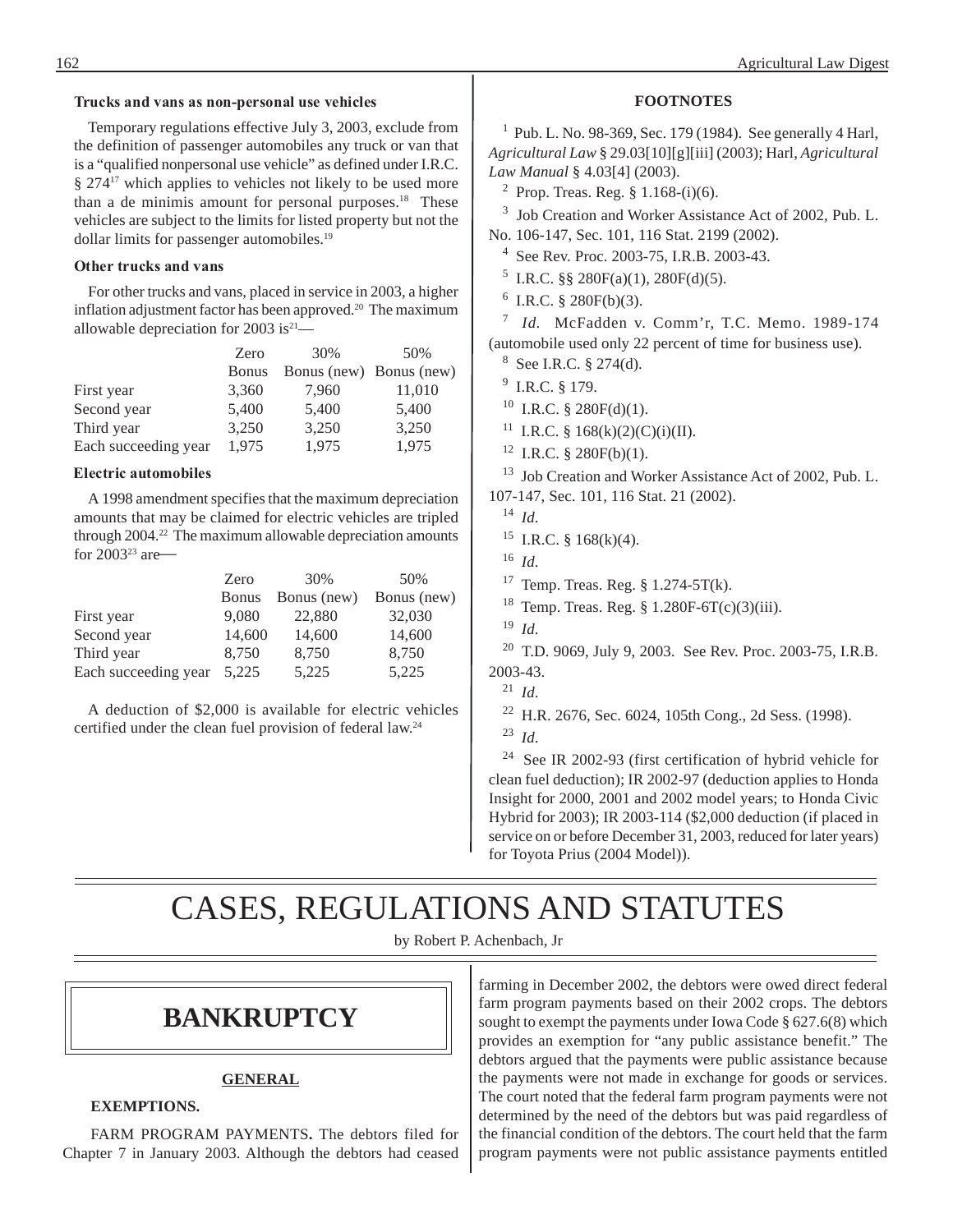### Trucks and vans as non-personal use vehicles

Temporary regulations effective July 3, 2003, exclude from the definition of passenger automobiles any truck or van that is a "qualified nonpersonal use vehicle" as defined under I.R.C. § 274[17] which applies to vehicles not likely to be used more than a de minimis amount for personal purposes.[18] These vehicles are subject to the limits for listed property but not the dollar limits for passenger automobiles.[19]

### Other trucks and vans

For other trucks and vans, placed in service in 2003, a higher inflation adjustment factor has been approved.[20] The maximum allowable depreciation for 2003 is[21]—

| | Zero Bonus | 30% Bonus (new) | 50% Bonus (new) |
|---|---|---|---|
| First year | 3,360 | 7,960 | 11,010 |
| Second year | 5,400 | 5,400 | 5,400 |
| Third year | 3,250 | 3,250 | 3,250 |
| Each succeeding year | 1,975 | 1,975 | 1,975 |

### Electric automobiles

A 1998 amendment specifies that the maximum depreciation amounts that may be claimed for electric vehicles are tripled through 2004.[22] The maximum allowable depreciation amounts for 2003[23] are—

| | Zero Bonus | 30% Bonus (new) | 50% Bonus (new) |
|---|---|---|---|
| First year | 9,080 | 22,880 | 32,030 |
| Second year | 14,600 | 14,600 | 14,600 |
| Third year | 8,750 | 8,750 | 8,750 |
| Each succeeding year | 5,225 | 5,225 | 5,225 |

A deduction of $2,000 is available for electric vehicles certified under the clean fuel provision of federal law.[24]

#### FOOTNOTES

1 Pub. L. No. 98-369, Sec. 179 (1984). See generally 4 Harl, *Agricultural Law* § 29.03[10][g][iii] (2003); Harl, *Agricultural Law Manual* § 4.03[4] (2003).

2 Prop. Treas. Reg. § 1.168-(i)(6).

3 Job Creation and Worker Assistance Act of 2002, Pub. L. No. 106-147, Sec. 101, 116 Stat. 2199 (2002).

4 See Rev. Proc. 2003-75, I.R.B. 2003-43.

5 I.R.C. §§ 280F(a)(1), 280F(d)(5).

6 I.R.C. § 280F(b)(3).

7 *Id*. McFadden v. Comm'r, T.C. Memo. 1989-174 (automobile used only 22 percent of time for business use).

8 See I.R.C. § 274(d).

9 I.R.C. § 179.

10 I.R.C. § 280F(d)(1).

11 I.R.C. § 168(k)(2)(C)(i)(II).

12 I.R.C. § 280F(b)(1).

13 Job Creation and Worker Assistance Act of 2002, Pub. L. 107-147, Sec. 101, 116 Stat. 21 (2002).

14 *Id*.

15 I.R.C. § 168(k)(4).

16 *Id*.

17 Temp. Treas. Reg. § 1.274-5T(k).

18 Temp. Treas. Reg. § 1.280F-6T(c)(3)(iii).

19 *Id*.

20 T.D. 9069, July 9, 2003. See Rev. Proc. 2003-75, I.R.B. 2003-43.

21 *Id*.

22 H.R. 2676, Sec. 6024, 105th Cong., 2d Sess. (1998).

23 *Id*.

24 See IR 2002-93 (first certification of hybrid vehicle for clean fuel deduction); IR 2002-97 (deduction applies to Honda Insight for 2000, 2001 and 2002 model years; to Honda Civic Hybrid for 2003); IR 2003-114 ($2,000 deduction (if placed in service on or before December 31, 2003, reduced for later years) for Toyota Prius (2004 Model)).

# CASES, REGULATIONS AND STATUTES

by Robert P. Achenbach, Jr

## BANKRUPTCY

### GENERAL

**EXEMPTIONS.**

FARM PROGRAM PAYMENTS**.** The debtors filed for Chapter 7 in January 2003. Although the debtors had ceased farming in December 2002, the debtors were owed direct federal farm program payments based on their 2002 crops. The debtors sought to exempt the payments under Iowa Code § 627.6(8) which provides an exemption for "any public assistance benefit." The debtors argued that the payments were public assistance because the payments were not made in exchange for goods or services. The court noted that the federal farm program payments were not determined by the need of the debtors but was paid regardless of the financial condition of the debtors. The court held that the farm program payments were not public assistance payments entitled